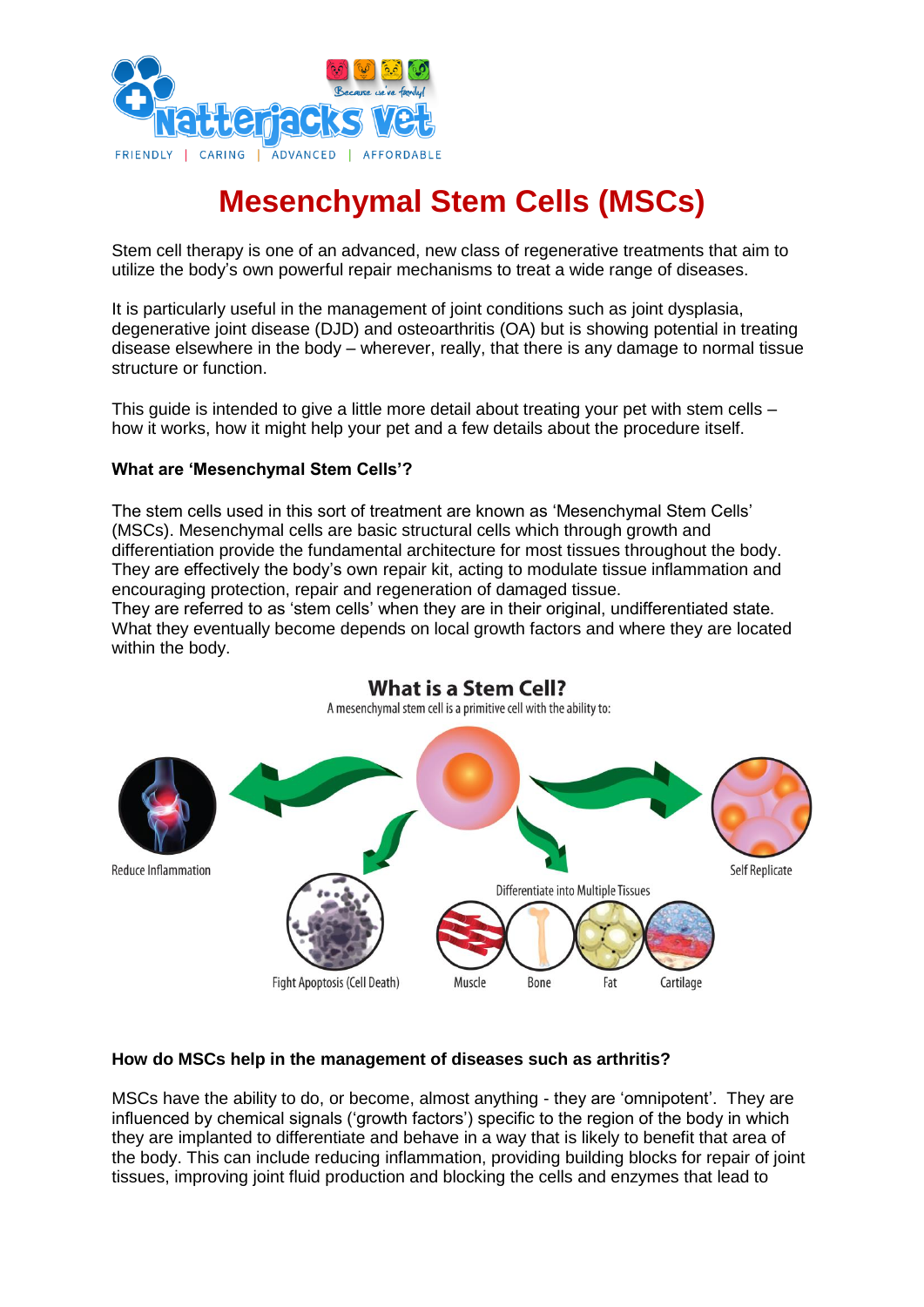# Mesenchymal Stem Cells (MSCs)

Stem cell therapy is one of an advanced, new class of regenerative treatments that aim to utilize the body's own powerful repair mechanisms to treat a wide range of diseases.

It is particularly useful in the management of joint conditions such as joint dysplasia, degenerative joint disease (DJD) and osteoarthritis (OA) but is showing potential in treating disease elsewhere in the body – wherever, really, that there is any damage to normal tissue structure or function.

This guide is intended to give a little more detail about treating your pet with stem cells – how it works, how it might help your pet and a few details about the procedure itself.

**What are 'Mesenchymal Stem Cells'?**

The stem cells used in this sort of treatment are known as 'Mesenchymal Stem Cells' (MSCs). Mesenchymal cells are basic structural cells which through growth and differentiation provide the fundamental architecture for most tissues throughout the body. They are effectively the body's own repair kit, acting to modulate tissue inflammation and encouraging protection, repair and regeneration of damaged tissue.
They are referred to as 'stem cells' when they are in their original, undifferentiated state. What they eventually become depends on local growth factors and where they are located within the body.

**What is a Stem Cell?**

A mesenchymal stem cell is a primitive cell with the ability to:

- Reduce Inflammation
- Fight Apoptosis (Cell Death)
- Differentiate into Multiple Tissues: Muscle, Bone, Fat, Cartilage
- Self Replicate

**How do MSCs help in the management of diseases such as arthritis?**

MSCs have the ability to do, or become, almost anything - they are 'omnipotent'. They are influenced by chemical signals ('growth factors') specific to the region of the body in which they are implanted to differentiate and behave in a way that is likely to benefit that area of the body. This can include reducing inflammation, providing building blocks for repair of joint tissues, improving joint fluid production and blocking the cells and enzymes that lead to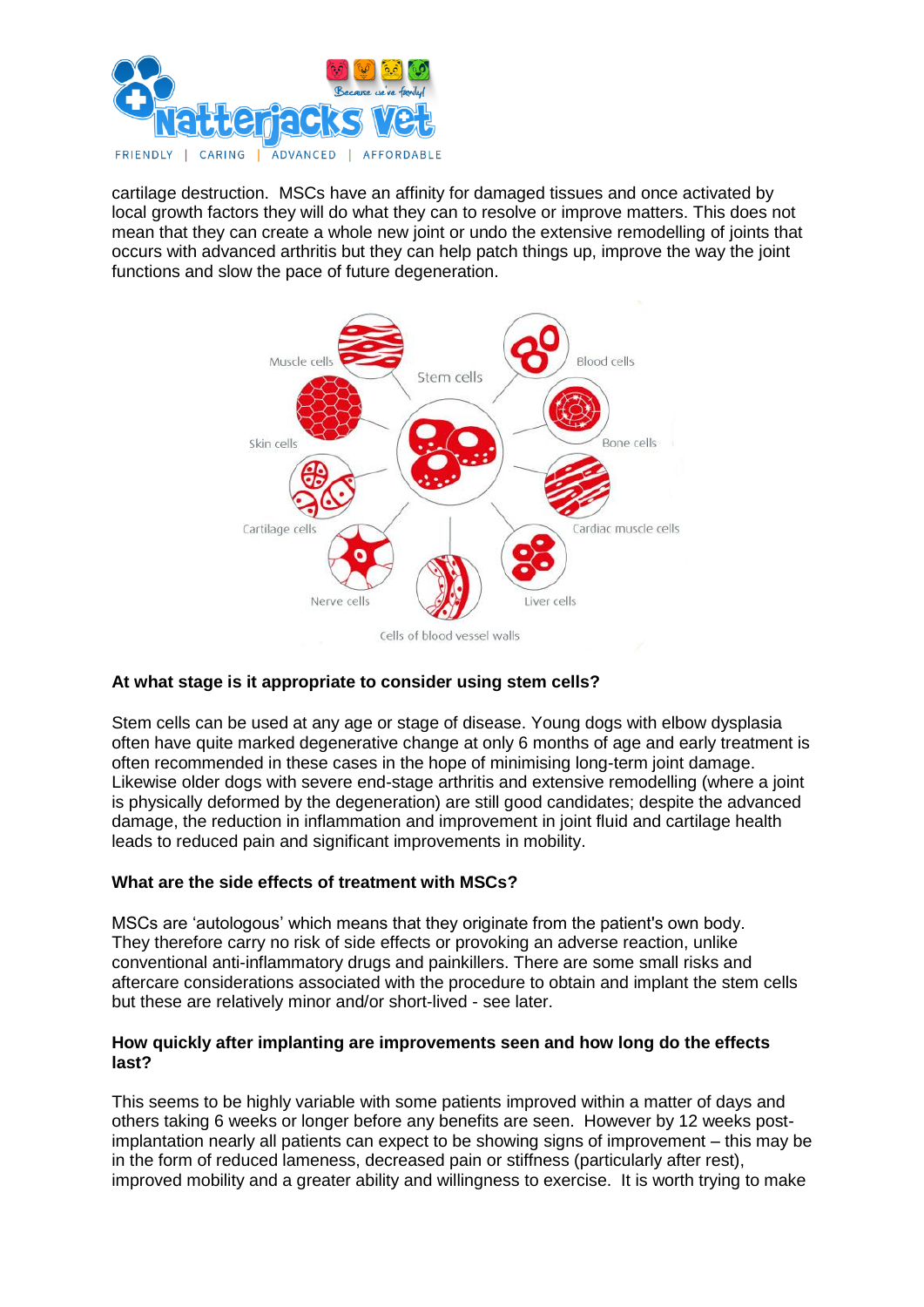cartilage destruction. MSCs have an affinity for damaged tissues and once activated by local growth factors they will do what they can to resolve or improve matters. This does not mean that they can create a whole new joint or undo the extensive remodelling of joints that occurs with advanced arthritis but they can help patch things up, improve the way the joint functions and slow the pace of future degeneration.

**At what stage is it appropriate to consider using stem cells?**

Stem cells can be used at any age or stage of disease. Young dogs with elbow dysplasia often have quite marked degenerative change at only 6 months of age and early treatment is often recommended in these cases in the hope of minimising long-term joint damage. Likewise older dogs with severe end-stage arthritis and extensive remodelling (where a joint is physically deformed by the degeneration) are still good candidates; despite the advanced damage, the reduction in inflammation and improvement in joint fluid and cartilage health leads to reduced pain and significant improvements in mobility.

**What are the side effects of treatment with MSCs?**

MSCs are 'autologous' which means that they originate from the patient's own body. They therefore carry no risk of side effects or provoking an adverse reaction, unlike conventional anti-inflammatory drugs and painkillers. There are some small risks and aftercare considerations associated with the procedure to obtain and implant the stem cells but these are relatively minor and/or short-lived - see later.

**How quickly after implanting are improvements seen and how long do the effects last?**

This seems to be highly variable with some patients improved within a matter of days and others taking 6 weeks or longer before any benefits are seen. However by 12 weeks post-implantation nearly all patients can expect to be showing signs of improvement – this may be in the form of reduced lameness, decreased pain or stiffness (particularly after rest), improved mobility and a greater ability and willingness to exercise. It is worth trying to make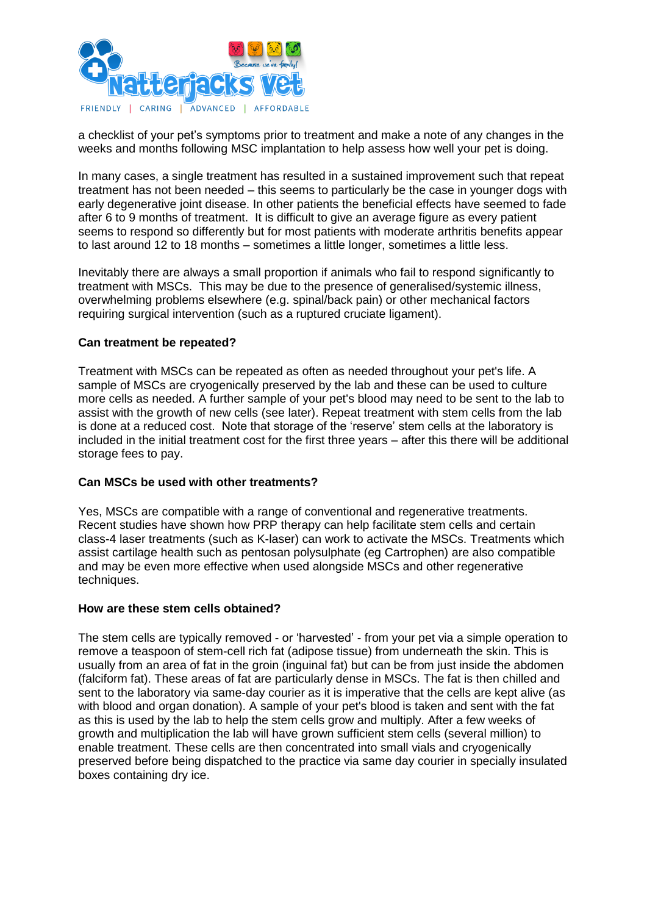a checklist of your pet's symptoms prior to treatment and make a note of any changes in the weeks and months following MSC implantation to help assess how well your pet is doing.

In many cases, a single treatment has resulted in a sustained improvement such that repeat treatment has not been needed – this seems to particularly be the case in younger dogs with early degenerative joint disease. In other patients the beneficial effects have seemed to fade after 6 to 9 months of treatment. It is difficult to give an average figure as every patient seems to respond so differently but for most patients with moderate arthritis benefits appear to last around 12 to 18 months – sometimes a little longer, sometimes a little less.

Inevitably there are always a small proportion if animals who fail to respond significantly to treatment with MSCs. This may be due to the presence of generalised/systemic illness, overwhelming problems elsewhere (e.g. spinal/back pain) or other mechanical factors requiring surgical intervention (such as a ruptured cruciate ligament).

**Can treatment be repeated?**

Treatment with MSCs can be repeated as often as needed throughout your pet's life. A sample of MSCs are cryogenically preserved by the lab and these can be used to culture more cells as needed. A further sample of your pet's blood may need to be sent to the lab to assist with the growth of new cells (see later). Repeat treatment with stem cells from the lab is done at a reduced cost. Note that storage of the 'reserve' stem cells at the laboratory is included in the initial treatment cost for the first three years – after this there will be additional storage fees to pay.

**Can MSCs be used with other treatments?**

Yes, MSCs are compatible with a range of conventional and regenerative treatments. Recent studies have shown how PRP therapy can help facilitate stem cells and certain class-4 laser treatments (such as K-laser) can work to activate the MSCs. Treatments which assist cartilage health such as pentosan polysulphate (eg Cartrophen) are also compatible and may be even more effective when used alongside MSCs and other regenerative techniques.

**How are these stem cells obtained?**

The stem cells are typically removed - or 'harvested' - from your pet via a simple operation to remove a teaspoon of stem-cell rich fat (adipose tissue) from underneath the skin. This is usually from an area of fat in the groin (inguinal fat) but can be from just inside the abdomen (falciform fat). These areas of fat are particularly dense in MSCs. The fat is then chilled and sent to the laboratory via same-day courier as it is imperative that the cells are kept alive (as with blood and organ donation). A sample of your pet's blood is taken and sent with the fat as this is used by the lab to help the stem cells grow and multiply. After a few weeks of growth and multiplication the lab will have grown sufficient stem cells (several million) to enable treatment. These cells are then concentrated into small vials and cryogenically preserved before being dispatched to the practice via same day courier in specially insulated boxes containing dry ice.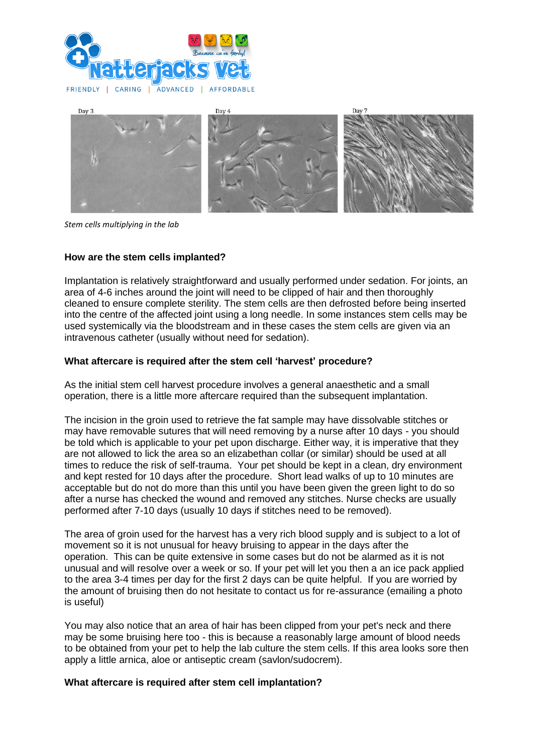Day 3 Day 4 Day 7

*Stem cells multiplying in the lab*

**How are the stem cells implanted?**

Implantation is relatively straightforward and usually performed under sedation. For joints, an area of 4-6 inches around the joint will need to be clipped of hair and then thoroughly cleaned to ensure complete sterility. The stem cells are then defrosted before being inserted into the centre of the affected joint using a long needle. In some instances stem cells may be used systemically via the bloodstream and in these cases the stem cells are given via an intravenous catheter (usually without need for sedation).

**What aftercare is required after the stem cell 'harvest' procedure?**

As the initial stem cell harvest procedure involves a general anaesthetic and a small operation, there is a little more aftercare required than the subsequent implantation.

The incision in the groin used to retrieve the fat sample may have dissolvable stitches or may have removable sutures that will need removing by a nurse after 10 days - you should be told which is applicable to your pet upon discharge. Either way, it is imperative that they are not allowed to lick the area so an elizabethan collar (or similar) should be used at all times to reduce the risk of self-trauma. Your pet should be kept in a clean, dry environment and kept rested for 10 days after the procedure. Short lead walks of up to 10 minutes are acceptable but do not do more than this until you have been given the green light to do so after a nurse has checked the wound and removed any stitches. Nurse checks are usually performed after 7-10 days (usually 10 days if stitches need to be removed).

The area of groin used for the harvest has a very rich blood supply and is subject to a lot of movement so it is not unusual for heavy bruising to appear in the days after the operation. This can be quite extensive in some cases but do not be alarmed as it is not unusual and will resolve over a week or so. If your pet will let you then a an ice pack applied to the area 3-4 times per day for the first 2 days can be quite helpful. If you are worried by the amount of bruising then do not hesitate to contact us for re-assurance (emailing a photo is useful)

You may also notice that an area of hair has been clipped from your pet's neck and there may be some bruising here too - this is because a reasonably large amount of blood needs to be obtained from your pet to help the lab culture the stem cells. If this area looks sore then apply a little arnica, aloe or antiseptic cream (savlon/sudocrem).

**What aftercare is required after stem cell implantation?**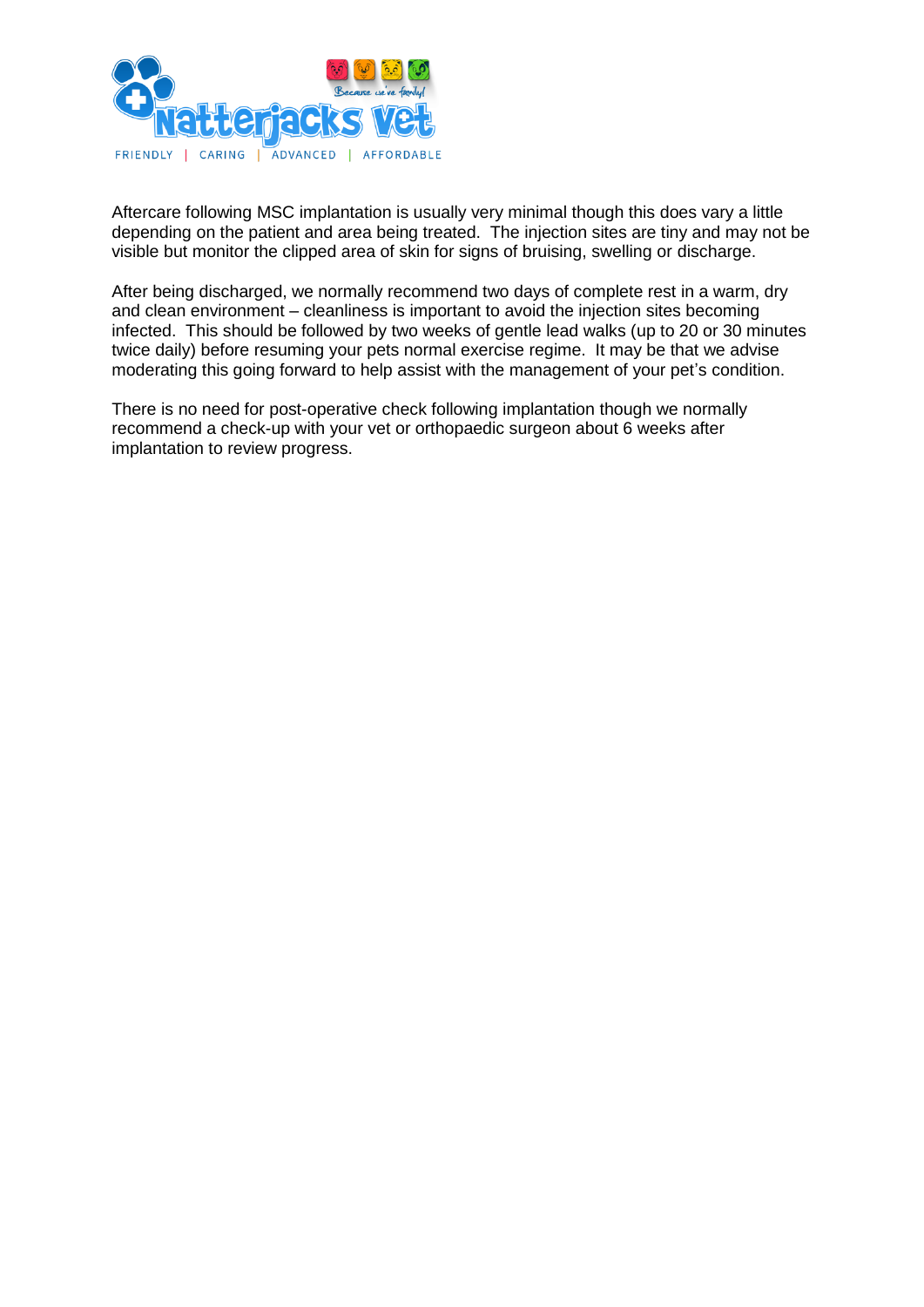Aftercare following MSC implantation is usually very minimal though this does vary a little depending on the patient and area being treated. The injection sites are tiny and may not be visible but monitor the clipped area of skin for signs of bruising, swelling or discharge.

After being discharged, we normally recommend two days of complete rest in a warm, dry and clean environment – cleanliness is important to avoid the injection sites becoming infected. This should be followed by two weeks of gentle lead walks (up to 20 or 30 minutes twice daily) before resuming your pets normal exercise regime. It may be that we advise moderating this going forward to help assist with the management of your pet's condition.

There is no need for post-operative check following implantation though we normally recommend a check-up with your vet or orthopaedic surgeon about 6 weeks after implantation to review progress.